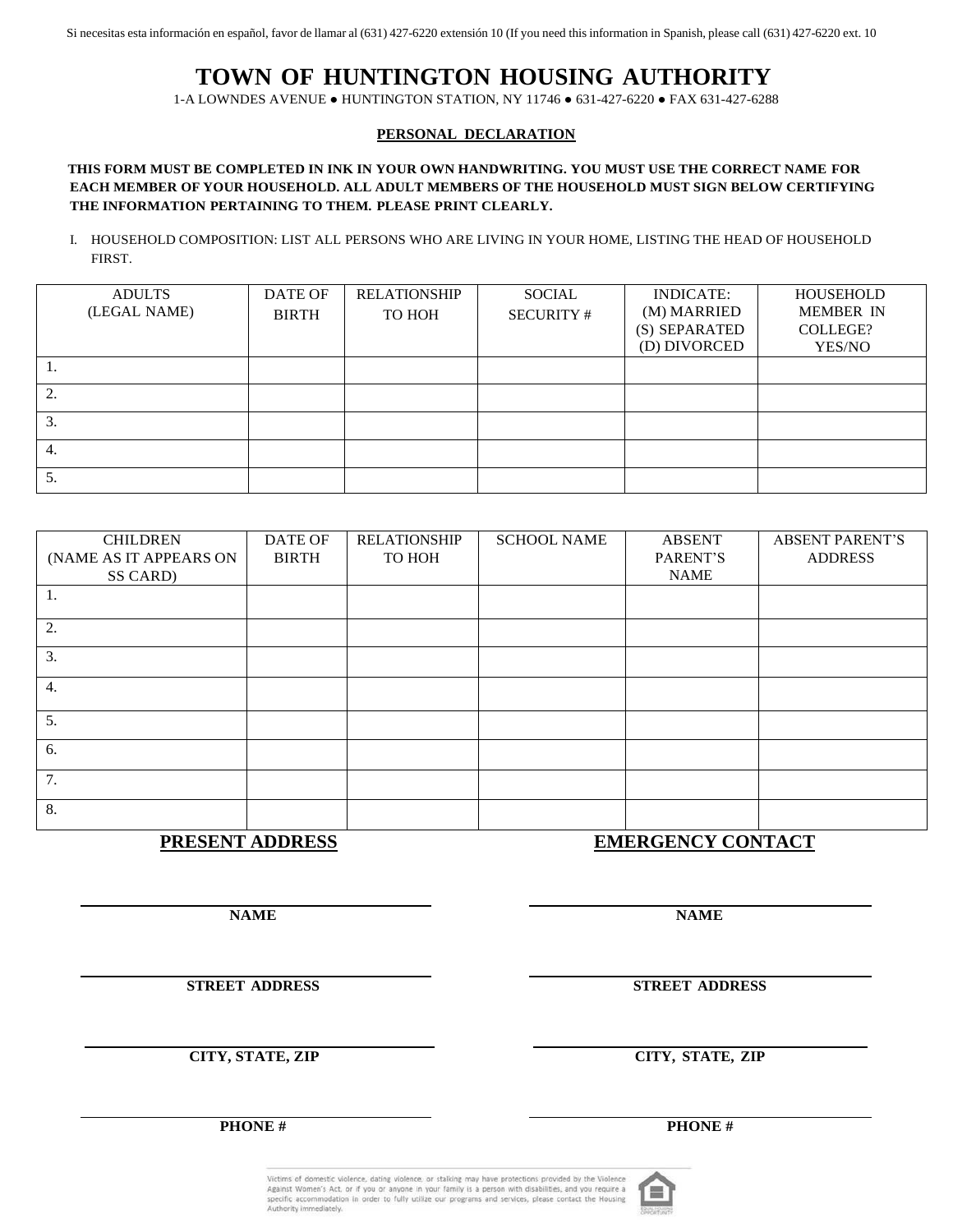Si necesitas esta información en español, favor de llamar al (631) 427-6220 extensión 10 (If you need this information in Spanish, please call (631) 427-6220 ext. 10

# TOWN OF HUNTINGTON HOUSING AUTHORITY

1-A LOWNDES AVENUE ● HUNTINGTON STATION, NY 11746 ● 631-427-6220 ● FAX 631-427-6288

## PERSONAL DECLARATION

**THIS FORM MUST BE COMPLETED IN INK IN YOUR OWN HANDWRITING. YOU MUST USE THE CORRECT NAME FOR EACH MEMBER OF YOUR HOUSEHOLD. ALL ADULT MEMBERS OF THE HOUSEHOLD MUST SIGN BELOW CERTIFYING THE INFORMATION PERTAINING TO THEM. PLEASE PRINT CLEARLY.**

I. HOUSEHOLD COMPOSITION: LIST ALL PERSONS WHO ARE LIVING IN YOUR HOME, LISTING THE HEAD OF HOUSEHOLD FIRST.

| ADULTS (LEGAL NAME) | DATE OF BIRTH | RELATIONSHIP TO HOH | SOCIAL SECURITY # | INDICATE: (M) MARRIED (S) SEPARATED (D) DIVORCED | HOUSEHOLD MEMBER IN COLLEGE? YES/NO |
|---|---|---|---|---|---|
| 1. | | | | | |
| 2. | | | | | |
| 3. | | | | | |
| 4. | | | | | |
| 5. | | | | | |

| CHILDREN (NAME AS IT APPEARS ON SS CARD) | DATE OF BIRTH | RELATIONSHIP TO HOH | SCHOOL NAME | ABSENT PARENT'S NAME | ABSENT PARENT'S ADDRESS |
|---|---|---|---|---|---|
| 1. | | | | | |
| 2. | | | | | |
| 3. | | | | | |
| 4. | | | | | |
| 5. | | | | | |
| 6. | | | | | |
| 7. | | | | | |
| 8. | | | | | |

## PRESENT ADDRESS

______________________________
**NAME**

______________________________
**STREET ADDRESS**

______________________________
**CITY, STATE, ZIP**

______________________________
**PHONE #**

## EMERGENCY CONTACT

______________________________
**NAME**

______________________________
**STREET ADDRESS**

______________________________
**CITY, STATE, ZIP**

______________________________
**PHONE #**

Victims of domestic violence, dating violence, or stalking may have protections provided by the Violence Against Women's Act, or if you or anyone in your family is a person with disabilities, and you require a specific accommodation in order to fully utilize our programs and services, please contact the Housing Authority immediately.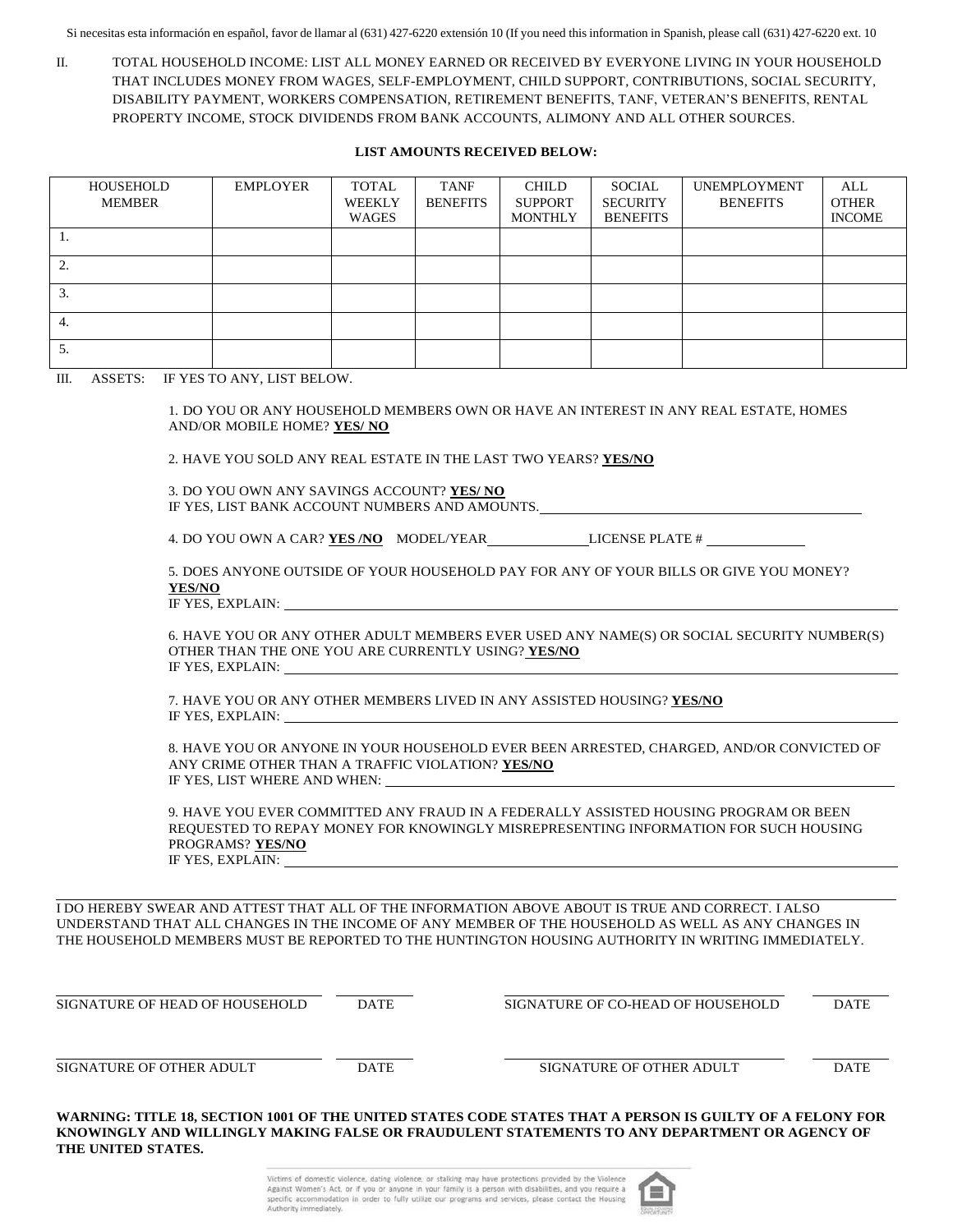Si necesitas esta información en español, favor de llamar al (631) 427-6220 extensión 10 (If you need this information in Spanish, please call (631) 427-6220 ext. 10

II. TOTAL HOUSEHOLD INCOME: LIST ALL MONEY EARNED OR RECEIVED BY EVERYONE LIVING IN YOUR HOUSEHOLD THAT INCLUDES MONEY FROM WAGES, SELF-EMPLOYMENT, CHILD SUPPORT, CONTRIBUTIONS, SOCIAL SECURITY, DISABILITY PAYMENT, WORKERS COMPENSATION, RETIREMENT BENEFITS, TANF, VETERAN'S BENEFITS, RENTAL PROPERTY INCOME, STOCK DIVIDENDS FROM BANK ACCOUNTS, ALIMONY AND ALL OTHER SOURCES.

**LIST AMOUNTS RECEIVED BELOW:**

| HOUSEHOLD MEMBER | EMPLOYER | TOTAL WEEKLY WAGES | TANF BENEFITS | CHILD SUPPORT MONTHLY | SOCIAL SECURITY BENEFITS | UNEMPLOYMENT BENEFITS | ALL OTHER INCOME |
|---|---|---|---|---|---|---|---|
| 1. | | | | | | | |
| 2. | | | | | | | |
| 3. | | | | | | | |
| 4. | | | | | | | |
| 5. | | | | | | | |

III. ASSETS: IF YES TO ANY, LIST BELOW.

1. DO YOU OR ANY HOUSEHOLD MEMBERS OWN OR HAVE AN INTEREST IN ANY REAL ESTATE, HOMES AND/OR MOBILE HOME? **YES/ NO**

2. HAVE YOU SOLD ANY REAL ESTATE IN THE LAST TWO YEARS? **YES/NO**

3. DO YOU OWN ANY SAVINGS ACCOUNT? **YES/ NO**
IF YES, LIST BANK ACCOUNT NUMBERS AND AMOUNTS.\_\_\_\_\_\_\_\_\_\_\_\_\_\_\_\_\_\_\_\_\_\_\_\_\_\_\_\_\_\_\_\_\_\_\_\_\_\_\_\_

4. DO YOU OWN A CAR? **YES /NO** MODEL/YEAR\_\_\_\_\_\_\_\_\_\_\_\_LICENSE PLATE # \_\_\_\_\_\_\_\_\_\_\_\_

5. DOES ANYONE OUTSIDE OF YOUR HOUSEHOLD PAY FOR ANY OF YOUR BILLS OR GIVE YOU MONEY? **YES/NO**
IF YES, EXPLAIN: \_\_\_\_\_\_\_\_\_\_\_\_\_\_\_\_\_\_\_\_\_\_\_\_\_\_\_\_\_\_\_\_\_\_\_\_\_\_\_\_\_\_\_\_\_\_\_\_\_\_\_\_\_\_\_\_

6. HAVE YOU OR ANY OTHER ADULT MEMBERS EVER USED ANY NAME(S) OR SOCIAL SECURITY NUMBER(S) OTHER THAN THE ONE YOU ARE CURRENTLY USING? **YES/NO**
IF YES, EXPLAIN: \_\_\_\_\_\_\_\_\_\_\_\_\_\_\_\_\_\_\_\_\_\_\_\_\_\_\_\_\_\_\_\_\_\_\_\_\_\_\_\_\_\_\_\_\_\_\_\_\_\_\_\_\_\_\_\_

7. HAVE YOU OR ANY OTHER MEMBERS LIVED IN ANY ASSISTED HOUSING? **YES/NO**
IF YES, EXPLAIN: \_\_\_\_\_\_\_\_\_\_\_\_\_\_\_\_\_\_\_\_\_\_\_\_\_\_\_\_\_\_\_\_\_\_\_\_\_\_\_\_\_\_\_\_\_\_\_\_\_\_\_\_\_\_\_\_

8. HAVE YOU OR ANYONE IN YOUR HOUSEHOLD EVER BEEN ARRESTED, CHARGED, AND/OR CONVICTED OF ANY CRIME OTHER THAN A TRAFFIC VIOLATION? **YES/NO**
IF YES, LIST WHERE AND WHEN: \_\_\_\_\_\_\_\_\_\_\_\_\_\_\_\_\_\_\_\_\_\_\_\_\_\_\_\_\_\_\_\_\_\_\_\_\_\_\_\_\_\_\_\_\_\_\_\_

9. HAVE YOU EVER COMMITTED ANY FRAUD IN A FEDERALLY ASSISTED HOUSING PROGRAM OR BEEN REQUESTED TO REPAY MONEY FOR KNOWINGLY MISREPRESENTING INFORMATION FOR SUCH HOUSING PROGRAMS? **YES/NO**
IF YES, EXPLAIN: \_\_\_\_\_\_\_\_\_\_\_\_\_\_\_\_\_\_\_\_\_\_\_\_\_\_\_\_\_\_\_\_\_\_\_\_\_\_\_\_\_\_\_\_\_\_\_\_\_\_\_\_\_\_\_\_

I DO HEREBY SWEAR AND ATTEST THAT ALL OF THE INFORMATION ABOVE ABOUT IS TRUE AND CORRECT. I ALSO UNDERSTAND THAT ALL CHANGES IN THE INCOME OF ANY MEMBER OF THE HOUSEHOLD AS WELL AS ANY CHANGES IN THE HOUSEHOLD MEMBERS MUST BE REPORTED TO THE HUNTINGTON HOUSING AUTHORITY IN WRITING IMMEDIATELY.

\_\_\_\_\_\_\_\_\_\_\_\_\_\_\_\_\_\_\_\_\_\_\_\_\_\_\_\_ \_\_\_\_\_\_\_\_ \_\_\_\_\_\_\_\_\_\_\_\_\_\_\_\_\_\_\_\_\_\_\_\_\_\_\_\_ \_\_\_\_\_\_\_\_
SIGNATURE OF HEAD OF HOUSEHOLD DATE SIGNATURE OF CO-HEAD OF HOUSEHOLD DATE

\_\_\_\_\_\_\_\_\_\_\_\_\_\_\_\_\_\_\_\_\_\_\_\_\_\_\_\_ \_\_\_\_\_\_\_\_ \_\_\_\_\_\_\_\_\_\_\_\_\_\_\_\_\_\_\_\_\_\_\_\_\_\_\_\_ \_\_\_\_\_\_\_\_
SIGNATURE OF OTHER ADULT DATE SIGNATURE OF OTHER ADULT DATE

**WARNING: TITLE 18, SECTION 1001 OF THE UNITED STATES CODE STATES THAT A PERSON IS GUILTY OF A FELONY FOR KNOWINGLY AND WILLINGLY MAKING FALSE OR FRAUDULENT STATEMENTS TO ANY DEPARTMENT OR AGENCY OF THE UNITED STATES.**

Victims of domestic violence, dating violence, or stalking may have protections provided by the Violence Against Women's Act, or if you or anyone in your family is a person with disabilities, and you require a specific accommodation in order to fully utilize our programs and services, please contact the Housing Authority immediately.